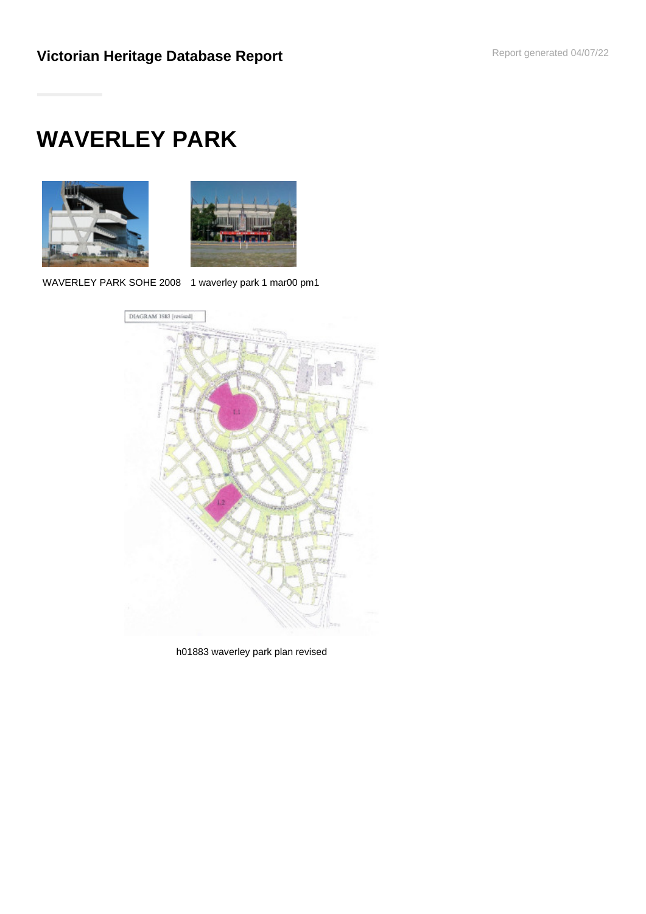**Victorian Heritage Database Report**

Report generated 04/07/22

# WAVERLEY PARK

WAVERLEY PARK SOHE 2008

1 waverley park 1 mar00 pm1

h01883 waverley park plan revised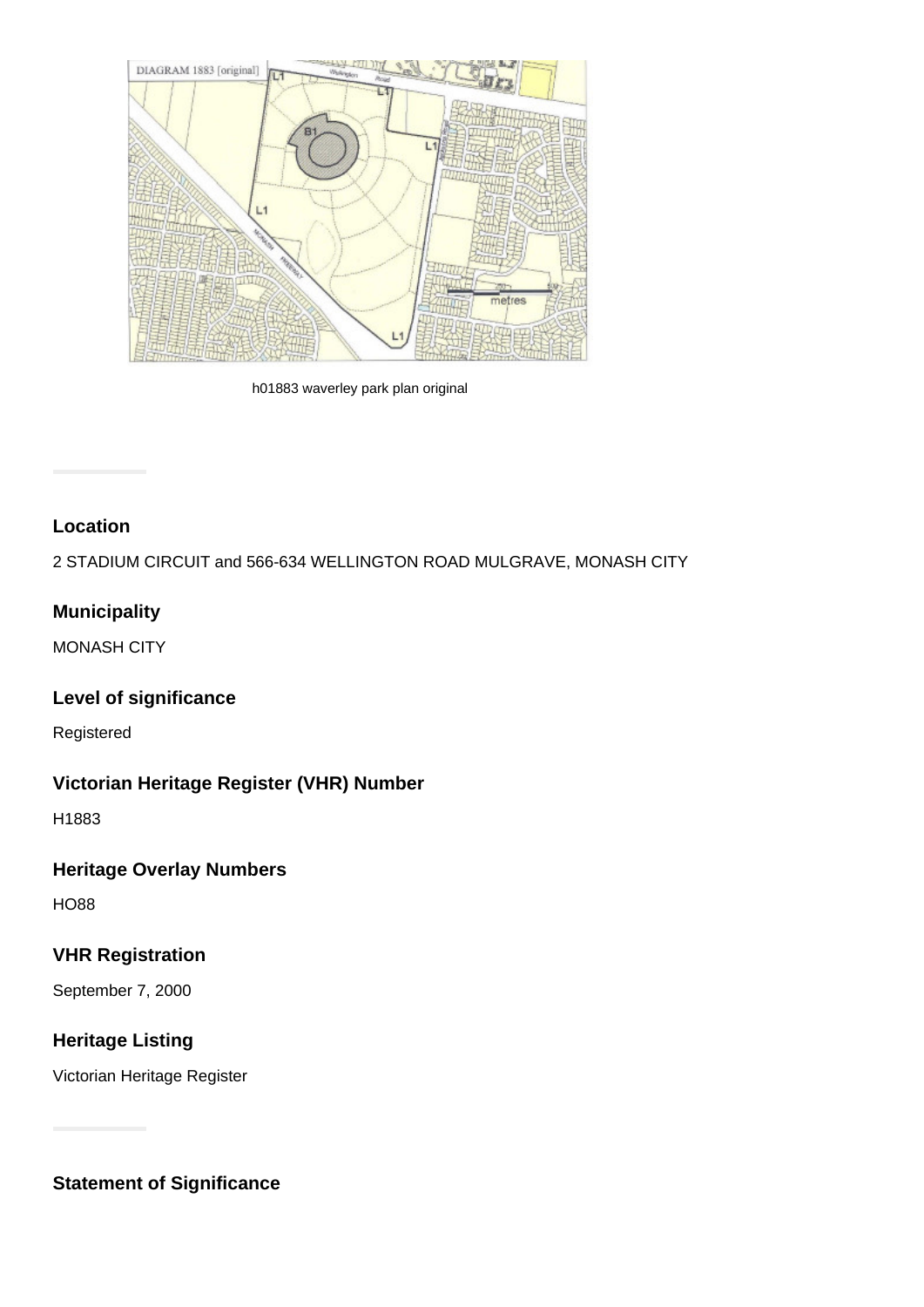h01883 waverley park plan original

### Location

2 STADIUM CIRCUIT and 566-634 WELLINGTON ROAD MULGRAVE, MONASH CITY

### Municipality

MONASH CITY

### Level of significance

Registered

### Victorian Heritage Register (VHR) Number

H1883

### Heritage Overlay Numbers

HO88

### VHR Registration

September 7, 2000

### Heritage Listing

Victorian Heritage Register

### Statement of Significance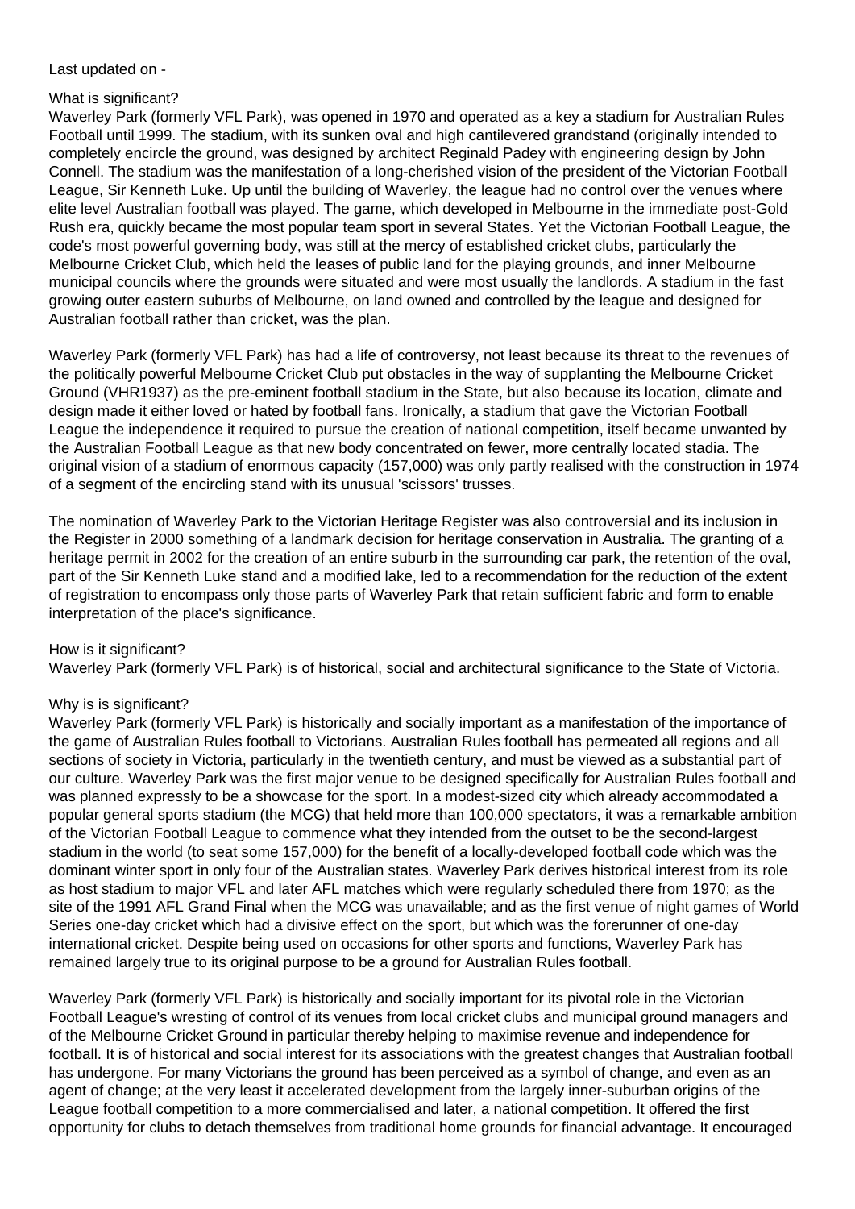Last updated on -

What is significant?

Waverley Park (formerly VFL Park), was opened in 1970 and operated as a key a stadium for Australian Rules Football until 1999. The stadium, with its sunken oval and high cantilevered grandstand (originally intended to completely encircle the ground, was designed by architect Reginald Padey with engineering design by John Connell. The stadium was the manifestation of a long-cherished vision of the president of the Victorian Football League, Sir Kenneth Luke. Up until the building of Waverley, the league had no control over the venues where elite level Australian football was played. The game, which developed in Melbourne in the immediate post-Gold Rush era, quickly became the most popular team sport in several States. Yet the Victorian Football League, the code's most powerful governing body, was still at the mercy of established cricket clubs, particularly the Melbourne Cricket Club, which held the leases of public land for the playing grounds, and inner Melbourne municipal councils where the grounds were situated and were most usually the landlords. A stadium in the fast growing outer eastern suburbs of Melbourne, on land owned and controlled by the league and designed for Australian football rather than cricket, was the plan.

Waverley Park (formerly VFL Park) has had a life of controversy, not least because its threat to the revenues of the politically powerful Melbourne Cricket Club put obstacles in the way of supplanting the Melbourne Cricket Ground (VHR1937) as the pre-eminent football stadium in the State, but also because its location, climate and design made it either loved or hated by football fans. Ironically, a stadium that gave the Victorian Football League the independence it required to pursue the creation of national competition, itself became unwanted by the Australian Football League as that new body concentrated on fewer, more centrally located stadia. The original vision of a stadium of enormous capacity (157,000) was only partly realised with the construction in 1974 of a segment of the encircling stand with its unusual 'scissors' trusses.

The nomination of Waverley Park to the Victorian Heritage Register was also controversial and its inclusion in the Register in 2000 something of a landmark decision for heritage conservation in Australia. The granting of a heritage permit in 2002 for the creation of an entire suburb in the surrounding car park, the retention of the oval, part of the Sir Kenneth Luke stand and a modified lake, led to a recommendation for the reduction of the extent of registration to encompass only those parts of Waverley Park that retain sufficient fabric and form to enable interpretation of the place's significance.

How is it significant?

Waverley Park (formerly VFL Park) is of historical, social and architectural significance to the State of Victoria.

Why is is significant?

Waverley Park (formerly VFL Park) is historically and socially important as a manifestation of the importance of the game of Australian Rules football to Victorians. Australian Rules football has permeated all regions and all sections of society in Victoria, particularly in the twentieth century, and must be viewed as a substantial part of our culture. Waverley Park was the first major venue to be designed specifically for Australian Rules football and was planned expressly to be a showcase for the sport. In a modest-sized city which already accommodated a popular general sports stadium (the MCG) that held more than 100,000 spectators, it was a remarkable ambition of the Victorian Football League to commence what they intended from the outset to be the second-largest stadium in the world (to seat some 157,000) for the benefit of a locally-developed football code which was the dominant winter sport in only four of the Australian states. Waverley Park derives historical interest from its role as host stadium to major VFL and later AFL matches which were regularly scheduled there from 1970; as the site of the 1991 AFL Grand Final when the MCG was unavailable; and as the first venue of night games of World Series one-day cricket which had a divisive effect on the sport, but which was the forerunner of one-day international cricket. Despite being used on occasions for other sports and functions, Waverley Park has remained largely true to its original purpose to be a ground for Australian Rules football.

Waverley Park (formerly VFL Park) is historically and socially important for its pivotal role in the Victorian Football League's wresting of control of its venues from local cricket clubs and municipal ground managers and of the Melbourne Cricket Ground in particular thereby helping to maximise revenue and independence for football. It is of historical and social interest for its associations with the greatest changes that Australian football has undergone. For many Victorians the ground has been perceived as a symbol of change, and even as an agent of change; at the very least it accelerated development from the largely inner-suburban origins of the League football competition to a more commercialised and later, a national competition. It offered the first opportunity for clubs to detach themselves from traditional home grounds for financial advantage. It encouraged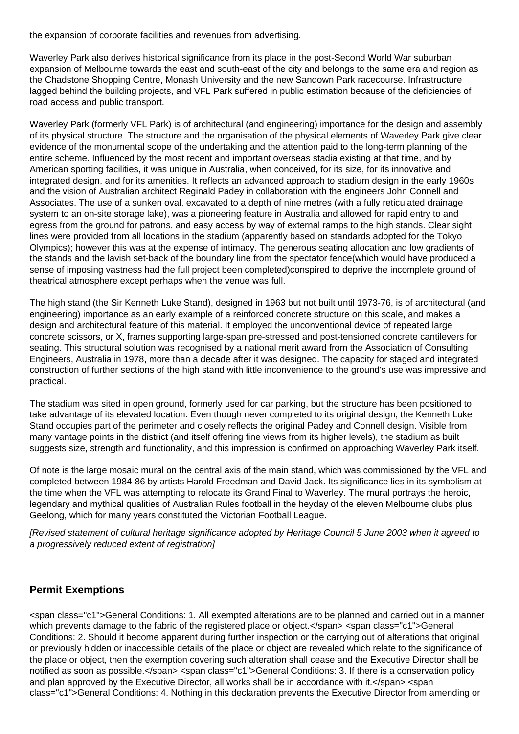the expansion of corporate facilities and revenues from advertising.

Waverley Park also derives historical significance from its place in the post-Second World War suburban expansion of Melbourne towards the east and south-east of the city and belongs to the same era and region as the Chadstone Shopping Centre, Monash University and the new Sandown Park racecourse. Infrastructure lagged behind the building projects, and VFL Park suffered in public estimation because of the deficiencies of road access and public transport.

Waverley Park (formerly VFL Park) is of architectural (and engineering) importance for the design and assembly of its physical structure. The structure and the organisation of the physical elements of Waverley Park give clear evidence of the monumental scope of the undertaking and the attention paid to the long-term planning of the entire scheme. Influenced by the most recent and important overseas stadia existing at that time, and by American sporting facilities, it was unique in Australia, when conceived, for its size, for its innovative and integrated design, and for its amenities. It reflects an advanced approach to stadium design in the early 1960s and the vision of Australian architect Reginald Padey in collaboration with the engineers John Connell and Associates. The use of a sunken oval, excavated to a depth of nine metres (with a fully reticulated drainage system to an on-site storage lake), was a pioneering feature in Australia and allowed for rapid entry to and egress from the ground for patrons, and easy access by way of external ramps to the high stands. Clear sight lines were provided from all locations in the stadium (apparently based on standards adopted for the Tokyo Olympics); however this was at the expense of intimacy. The generous seating allocation and low gradients of the stands and the lavish set-back of the boundary line from the spectator fence(which would have produced a sense of imposing vastness had the full project been completed)conspired to deprive the incomplete ground of theatrical atmosphere except perhaps when the venue was full.

The high stand (the Sir Kenneth Luke Stand), designed in 1963 but not built until 1973-76, is of architectural (and engineering) importance as an early example of a reinforced concrete structure on this scale, and makes a design and architectural feature of this material. It employed the unconventional device of repeated large concrete scissors, or X, frames supporting large-span pre-stressed and post-tensioned concrete cantilevers for seating. This structural solution was recognised by a national merit award from the Association of Consulting Engineers, Australia in 1978, more than a decade after it was designed. The capacity for staged and integrated construction of further sections of the high stand with little inconvenience to the ground's use was impressive and practical.

The stadium was sited in open ground, formerly used for car parking, but the structure has been positioned to take advantage of its elevated location. Even though never completed to its original design, the Kenneth Luke Stand occupies part of the perimeter and closely reflects the original Padey and Connell design. Visible from many vantage points in the district (and itself offering fine views from its higher levels), the stadium as built suggests size, strength and functionality, and this impression is confirmed on approaching Waverley Park itself.

Of note is the large mosaic mural on the central axis of the main stand, which was commissioned by the VFL and completed between 1984-86 by artists Harold Freedman and David Jack. Its significance lies in its symbolism at the time when the VFL was attempting to relocate its Grand Final to Waverley. The mural portrays the heroic, legendary and mythical qualities of Australian Rules football in the heyday of the eleven Melbourne clubs plus Geelong, which for many years constituted the Victorian Football League.

*[Revised statement of cultural heritage significance adopted by Heritage Council 5 June 2003 when it agreed to a progressively reduced extent of registration]*

## Permit Exemptions

<span class="c1">General Conditions: 1. All exempted alterations are to be planned and carried out in a manner which prevents damage to the fabric of the registered place or object.</span> <span class="c1">General Conditions: 2. Should it become apparent during further inspection or the carrying out of alterations that original or previously hidden or inaccessible details of the place or object are revealed which relate to the significance of the place or object, then the exemption covering such alteration shall cease and the Executive Director shall be notified as soon as possible.</span> <span class="c1">General Conditions: 3. If there is a conservation policy and plan approved by the Executive Director, all works shall be in accordance with it.</span> <span class="c1">General Conditions: 4. Nothing in this declaration prevents the Executive Director from amending or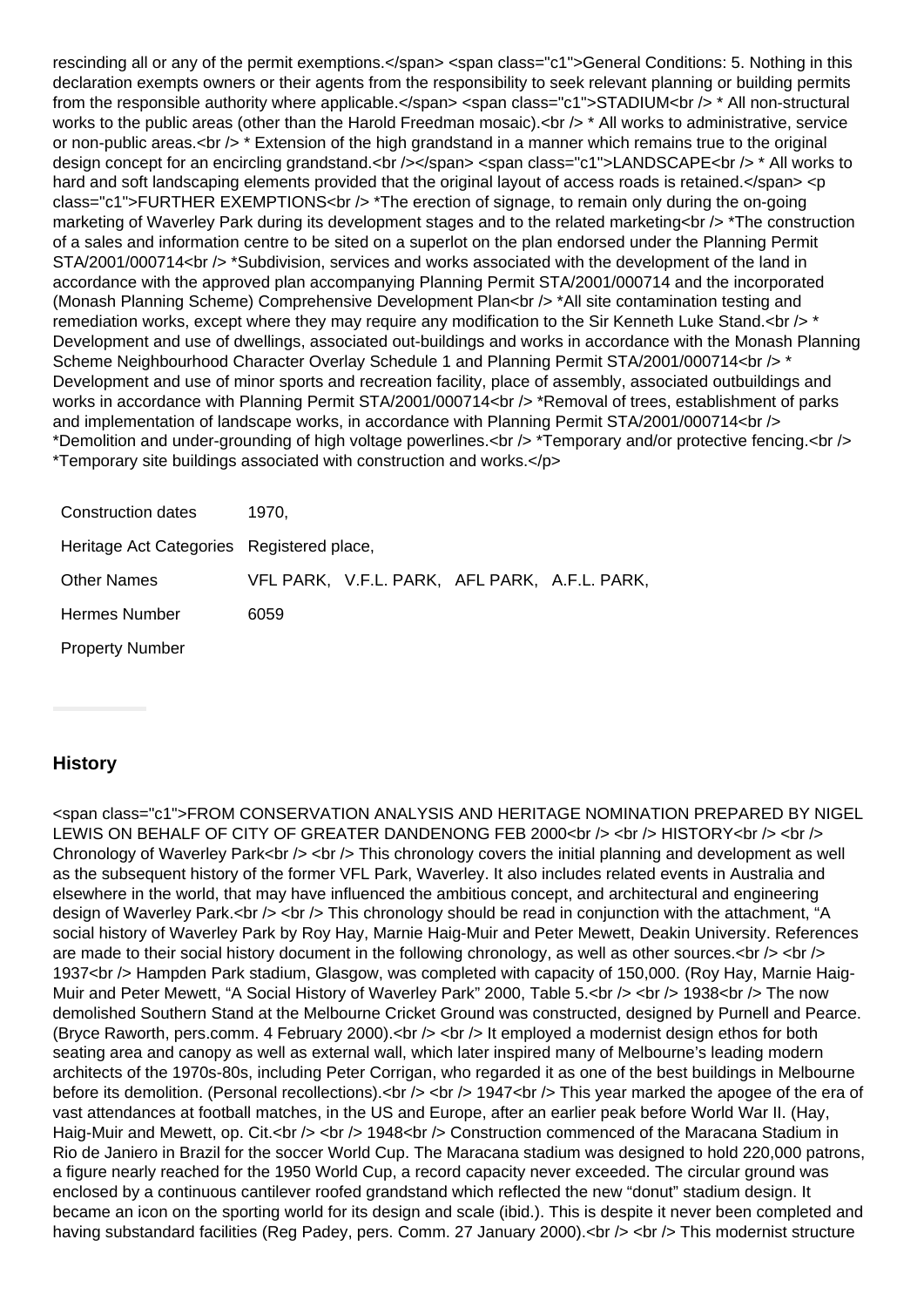rescinding all or any of the permit exemptions.</span> <span class="c1">General Conditions: 5. Nothing in this declaration exempts owners or their agents from the responsibility to seek relevant planning or building permits from the responsible authority where applicable.</span> <span class="c1">STADIUM<br /> * All non-structural works to the public areas (other than the Harold Freedman mosaic).<br /> * All works to administrative, service or non-public areas.<br /> * Extension of the high grandstand in a manner which remains true to the original design concept for an encircling grandstand.<br /></span> <span class="c1">LANDSCAPE<br /> * All works to hard and soft landscaping elements provided that the original layout of access roads is retained.</span> <p class="c1">FURTHER EXEMPTIONS<br /> *The erection of signage, to remain only during the on-going marketing of Waverley Park during its development stages and to the related marketing<br /> *The construction of a sales and information centre to be sited on a superlot on the plan endorsed under the Planning Permit STA/2001/000714<br /> *Subdivision, services and works associated with the development of the land in accordance with the approved plan accompanying Planning Permit STA/2001/000714 and the incorporated (Monash Planning Scheme) Comprehensive Development Plan<br /> *All site contamination testing and remediation works, except where they may require any modification to the Sir Kenneth Luke Stand.<br /> * Development and use of dwellings, associated out-buildings and works in accordance with the Monash Planning Scheme Neighbourhood Character Overlay Schedule 1 and Planning Permit STA/2001/000714<br /> * Development and use of minor sports and recreation facility, place of assembly, associated outbuildings and works in accordance with Planning Permit STA/2001/000714<br /> *Removal of trees, establishment of parks and implementation of landscape works, in accordance with Planning Permit STA/2001/000714<br /> *Demolition and under-grounding of high voltage powerlines.<br /> *Temporary and/or protective fencing.<br /> *Temporary site buildings associated with construction and works.</p>

| | |
|---|---|
| Construction dates | 1970, |
| Heritage Act Categories | Registered place, |
| Other Names | VFL PARK, V.F.L. PARK, AFL PARK, A.F.L. PARK, |
| Hermes Number | 6059 |
| Property Number | |

## History

<span class="c1">FROM CONSERVATION ANALYSIS AND HERITAGE NOMINATION PREPARED BY NIGEL LEWIS ON BEHALF OF CITY OF GREATER DANDENONG FEB 2000<br /> <br /> HISTORY<br /> <br /> Chronology of Waverley Park<br /> <br /> This chronology covers the initial planning and development as well as the subsequent history of the former VFL Park, Waverley. It also includes related events in Australia and elsewhere in the world, that may have influenced the ambitious concept, and architectural and engineering design of Waverley Park.<br /> <br /> This chronology should be read in conjunction with the attachment, "A social history of Waverley Park by Roy Hay, Marnie Haig-Muir and Peter Mewett, Deakin University. References are made to their social history document in the following chronology, as well as other sources.<br /> <br /> 1937<br /> Hampden Park stadium, Glasgow, was completed with capacity of 150,000. (Roy Hay, Marnie Haig-Muir and Peter Mewett, "A Social History of Waverley Park" 2000, Table 5.<br /> <br /> 1938<br /> The now demolished Southern Stand at the Melbourne Cricket Ground was constructed, designed by Purnell and Pearce. (Bryce Raworth, pers.comm. 4 February 2000).<br /> <br /> It employed a modernist design ethos for both seating area and canopy as well as external wall, which later inspired many of Melbourne's leading modern architects of the 1970s-80s, including Peter Corrigan, who regarded it as one of the best buildings in Melbourne before its demolition. (Personal recollections).<br /> <br /> 1947<br /> This year marked the apogee of the era of vast attendances at football matches, in the US and Europe, after an earlier peak before World War II. (Hay, Haig-Muir and Mewett, op. Cit.<br /> <br /> 1948<br /> Construction commenced of the Maracana Stadium in Rio de Janiero in Brazil for the soccer World Cup. The Maracana stadium was designed to hold 220,000 patrons, a figure nearly reached for the 1950 World Cup, a record capacity never exceeded. The circular ground was enclosed by a continuous cantilever roofed grandstand which reflected the new "donut" stadium design. It became an icon on the sporting world for its design and scale (ibid.). This is despite it never been completed and having substandard facilities (Reg Padey, pers. Comm. 27 January 2000).<br /> <br /> This modernist structure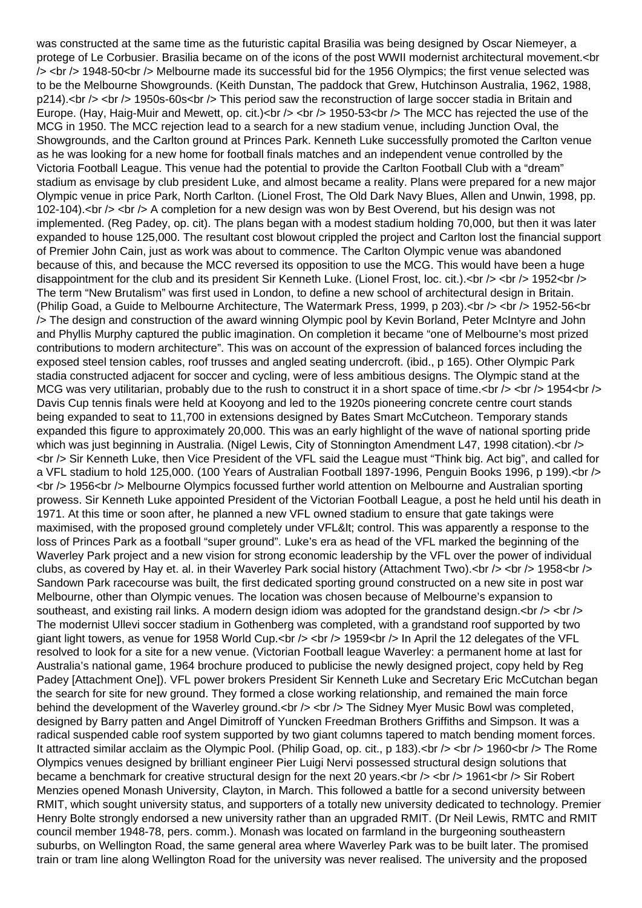was constructed at the same time as the futuristic capital Brasilia was being designed by Oscar Niemeyer, a protege of Le Corbusier. Brasilia became on of the icons of the post WWII modernist architectural movement.<br /> <br /> 1948-50<br /> Melbourne made its successful bid for the 1956 Olympics; the first venue selected was to be the Melbourne Showgrounds. (Keith Dunstan, The paddock that Grew, Hutchinson Australia, 1962, 1988, p214).<br /> <br /> 1950s-60s<br /> This period saw the reconstruction of large soccer stadia in Britain and Europe. (Hay, Haig-Muir and Mewett, op. cit.)<br /> <br /> 1950-53<br /> The MCC has rejected the use of the MCG in 1950. The MCC rejection lead to a search for a new stadium venue, including Junction Oval, the Showgrounds, and the Carlton ground at Princes Park. Kenneth Luke successfully promoted the Carlton venue as he was looking for a new home for football finals matches and an independent venue controlled by the Victoria Football League. This venue had the potential to provide the Carlton Football Club with a "dream" stadium as envisage by club president Luke, and almost became a reality. Plans were prepared for a new major Olympic venue in price Park, North Carlton. (Lionel Frost, The Old Dark Navy Blues, Allen and Unwin, 1998, pp. 102-104).<br /> <br /> A completion for a new design was won by Best Overend, but his design was not implemented. (Reg Padey, op. cit). The plans began with a modest stadium holding 70,000, but then it was later expanded to house 125,000. The resultant cost blowout crippled the project and Carlton lost the financial support of Premier John Cain, just as work was about to commence. The Carlton Olympic venue was abandoned because of this, and because the MCC reversed its opposition to use the MCG. This would have been a huge disappointment for the club and its president Sir Kenneth Luke. (Lionel Frost, loc. cit.).<br /> <br /> 1952<br /> The term "New Brutalism" was first used in London, to define a new school of architectural design in Britain. (Philip Goad, a Guide to Melbourne Architecture, The Watermark Press, 1999, p 203).<br /> <br /> 1952-56<br /> The design and construction of the award winning Olympic pool by Kevin Borland, Peter McIntyre and John and Phyllis Murphy captured the public imagination. On completion it became "one of Melbourne's most prized contributions to modern architecture". This was on account of the expression of balanced forces including the exposed steel tension cables, roof trusses and angled seating undercroft. (ibid., p 165). Other Olympic Park stadia constructed adjacent for soccer and cycling, were of less ambitious designs. The Olympic stand at the MCG was very utilitarian, probably due to the rush to construct it in a short space of time.<br /> <br /> 1954<br /> Davis Cup tennis finals were held at Kooyong and led to the 1920s pioneering concrete centre court stands being expanded to seat to 11,700 in extensions designed by Bates Smart McCutcheon. Temporary stands expanded this figure to approximately 20,000. This was an early highlight of the wave of national sporting pride which was just beginning in Australia. (Nigel Lewis, City of Stonnington Amendment L47, 1998 citation).<br /> <br /> Sir Kenneth Luke, then Vice President of the VFL said the League must "Think big. Act big", and called for a VFL stadium to hold 125,000. (100 Years of Australian Football 1897-1996, Penguin Books 1996, p 199).<br /> <br /> 1956<br /> Melbourne Olympics focussed further world attention on Melbourne and Australian sporting prowess. Sir Kenneth Luke appointed President of the Victorian Football League, a post he held until his death in 1971. At this time or soon after, he planned a new VFL owned stadium to ensure that gate takings were maximised, with the proposed ground completely under VFL&lt; control. This was apparently a response to the loss of Princes Park as a football "super ground". Luke's era as head of the VFL marked the beginning of the Waverley Park project and a new vision for strong economic leadership by the VFL over the power of individual clubs, as covered by Hay et. al. in their Waverley Park social history (Attachment Two).<br /> <br /> 1958<br /> Sandown Park racecourse was built, the first dedicated sporting ground constructed on a new site in post war Melbourne, other than Olympic venues. The location was chosen because of Melbourne's expansion to southeast, and existing rail links. A modern design idiom was adopted for the grandstand design.<br /> <br /> The modernist Ullevi soccer stadium in Gothenberg was completed, with a grandstand roof supported by two giant light towers, as venue for 1958 World Cup.<br /> <br /> 1959<br /> In April the 12 delegates of the VFL resolved to look for a site for a new venue. (Victorian Football league Waverley: a permanent home at last for Australia's national game, 1964 brochure produced to publicise the newly designed project, copy held by Reg Padey [Attachment One]). VFL power brokers President Sir Kenneth Luke and Secretary Eric McCutchan began the search for site for new ground. They formed a close working relationship, and remained the main force behind the development of the Waverley ground.<br /> <br /> The Sidney Myer Music Bowl was completed, designed by Barry patten and Angel Dimitroff of Yuncken Freedman Brothers Griffiths and Simpson. It was a radical suspended cable roof system supported by two giant columns tapered to match bending moment forces. It attracted similar acclaim as the Olympic Pool. (Philip Goad, op. cit., p 183).<br /> <br /> 1960<br /> The Rome Olympics venues designed by brilliant engineer Pier Luigi Nervi possessed structural design solutions that became a benchmark for creative structural design for the next 20 years.<br /> <br /> 1961<br /> Sir Robert Menzies opened Monash University, Clayton, in March. This followed a battle for a second university between RMIT, which sought university status, and supporters of a totally new university dedicated to technology. Premier Henry Bolte strongly endorsed a new university rather than an upgraded RMIT. (Dr Neil Lewis, RMTC and RMIT council member 1948-78, pers. comm.). Monash was located on farmland in the burgeoning southeastern suburbs, on Wellington Road, the same general area where Waverley Park was to be built later. The promised train or tram line along Wellington Road for the university was never realised. The university and the proposed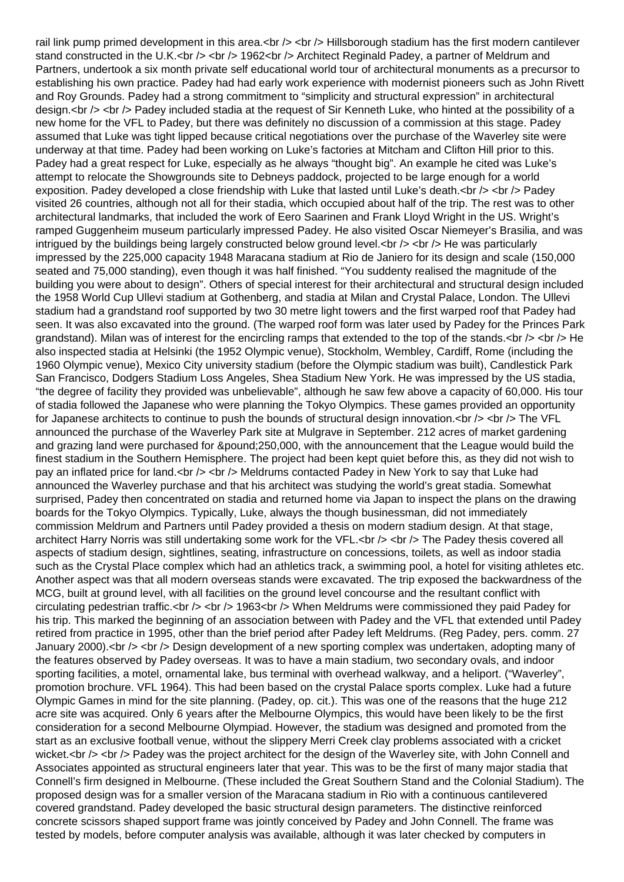rail link pump primed development in this area.

Hillsborough stadium has the first modern cantilever stand constructed in the U.K.

1962

Architect Reginald Padey, a partner of Meldrum and Partners, undertook a six month private self educational world tour of architectural monuments as a precursor to establishing his own practice. Padey had had early work experience with modernist pioneers such as John Rivett and Roy Grounds. Padey had a strong commitment to "simplicity and structural expression" in architectural design.

Padey included stadia at the request of Sir Kenneth Luke, who hinted at the possibility of a new home for the VFL to Padey, but there was definitely no discussion of a commission at this stage. Padey assumed that Luke was tight lipped because critical negotiations over the purchase of the Waverley site were underway at that time. Padey had been working on Luke's factories at Mitcham and Clifton Hill prior to this. Padey had a great respect for Luke, especially as he always "thought big". An example he cited was Luke's attempt to relocate the Showgrounds site to Debneys paddock, projected to be large enough for a world exposition. Padey developed a close friendship with Luke that lasted until Luke's death.

Padey visited 26 countries, although not all for their stadia, which occupied about half of the trip. The rest was to other architectural landmarks, that included the work of Eero Saarinen and Frank Lloyd Wright in the US. Wright's ramped Guggenheim museum particularly impressed Padey. He also visited Oscar Niemeyer's Brasilia, and was intrigued by the buildings being largely constructed below ground level.

He was particularly impressed by the 225,000 capacity 1948 Maracana stadium at Rio de Janiero for its design and scale (150,000 seated and 75,000 standing), even though it was half finished. "You suddenty realised the magnitude of the building you were about to design". Others of special interest for their architectural and structural design included the 1958 World Cup Ullevi stadium at Gothenberg, and stadia at Milan and Crystal Palace, London. The Ullevi stadium had a grandstand roof supported by two 30 metre light towers and the first warped roof that Padey had seen. It was also excavated into the ground. (The warped roof form was later used by Padey for the Princes Park grandstand). Milan was of interest for the encircling ramps that extended to the top of the stands.

He also inspected stadia at Helsinki (the 1952 Olympic venue), Stockholm, Wembley, Cardiff, Rome (including the 1960 Olympic venue), Mexico City university stadium (before the Olympic stadium was built), Candlestick Park San Francisco, Dodgers Stadium Loss Angeles, Shea Stadium New York. He was impressed by the US stadia, "the degree of facility they provided was unbelievable", although he saw few above a capacity of 60,000. His tour of stadia followed the Japanese who were planning the Tokyo Olympics. These games provided an opportunity for Japanese architects to continue to push the bounds of structural design innovation.

The VFL announced the purchase of the Waverley Park site at Mulgrave in September. 212 acres of market gardening and grazing land were purchased for &pound;250,000, with the announcement that the League would build the finest stadium in the Southern Hemisphere. The project had been kept quiet before this, as they did not wish to pay an inflated price for land.

Meldrums contacted Padey in New York to say that Luke had announced the Waverley purchase and that his architect was studying the world's great stadia. Somewhat surprised, Padey then concentrated on stadia and returned home via Japan to inspect the plans on the drawing boards for the Tokyo Olympics. Typically, Luke, always the though businessman, did not immediately commission Meldrum and Partners until Padey provided a thesis on modern stadium design. At that stage, architect Harry Norris was still undertaking some work for the VFL.

The Padey thesis covered all aspects of stadium design, sightlines, seating, infrastructure on concessions, toilets, as well as indoor stadia such as the Crystal Place complex which had an athletics track, a swimming pool, a hotel for visiting athletes etc. Another aspect was that all modern overseas stands were excavated. The trip exposed the backwardness of the MCG, built at ground level, with all facilities on the ground level concourse and the resultant conflict with circulating pedestrian traffic.

1963

When Meldrums were commissioned they paid Padey for his trip. This marked the beginning of an association between with Padey and the VFL that extended until Padey retired from practice in 1995, other than the brief period after Padey left Meldrums. (Reg Padey, pers. comm. 27 January 2000).

Design development of a new sporting complex was undertaken, adopting many of the features observed by Padey overseas. It was to have a main stadium, two secondary ovals, and indoor sporting facilities, a motel, ornamental lake, bus terminal with overhead walkway, and a heliport. ("Waverley", promotion brochure. VFL 1964). This had been based on the crystal Palace sports complex. Luke had a future Olympic Games in mind for the site planning. (Padey, op. cit.). This was one of the reasons that the huge 212 acre site was acquired. Only 6 years after the Melbourne Olympics, this would have been likely to be the first consideration for a second Melbourne Olympiad. However, the stadium was designed and promoted from the start as an exclusive football venue, without the slippery Merri Creek clay problems associated with a cricket wicket.

Padey was the project architect for the design of the Waverley site, with John Connell and Associates appointed as structural engineers later that year. This was to be the first of many major stadia that Connell's firm designed in Melbourne. (These included the Great Southern Stand and the Colonial Stadium). The proposed design was for a smaller version of the Maracana stadium in Rio with a continuous cantilevered covered grandstand. Padey developed the basic structural design parameters. The distinctive reinforced concrete scissors shaped support frame was jointly conceived by Padey and John Connell. The frame was tested by models, before computer analysis was available, although it was later checked by computers in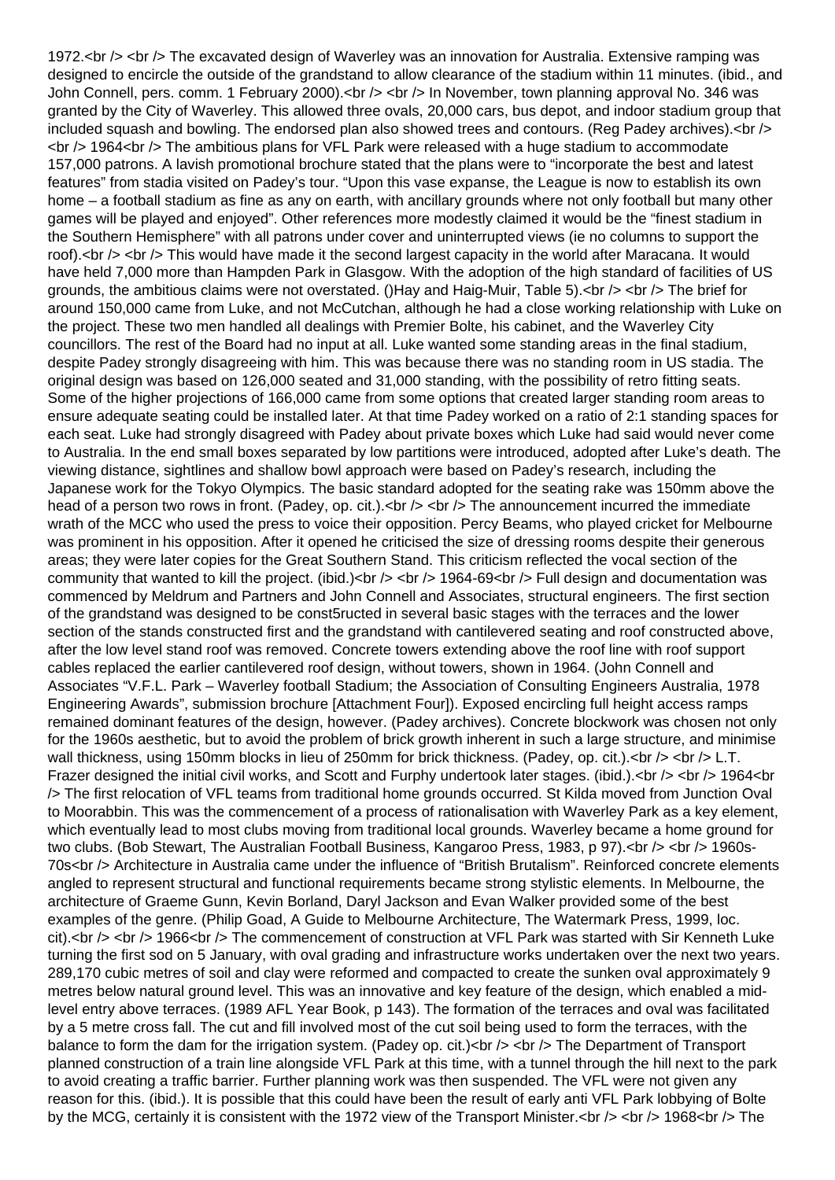1972.

The excavated design of Waverley was an innovation for Australia. Extensive ramping was designed to encircle the outside of the grandstand to allow clearance of the stadium within 11 minutes. (ibid., and John Connell, pers. comm. 1 February 2000).

In November, town planning approval No. 346 was granted by the City of Waverley. This allowed three ovals, 20,000 cars, bus depot, and indoor stadium group that included squash and bowling. The endorsed plan also showed trees and contours. (Reg Padey archives).

1964

The ambitious plans for VFL Park were released with a huge stadium to accommodate 157,000 patrons. A lavish promotional brochure stated that the plans were to "incorporate the best and latest features" from stadia visited on Padey's tour. "Upon this vase expanse, the League is now to establish its own home – a football stadium as fine as any on earth, with ancillary grounds where not only football but many other games will be played and enjoyed". Other references more modestly claimed it would be the "finest stadium in the Southern Hemisphere" with all patrons under cover and uninterrupted views (ie no columns to support the roof).

This would have made it the second largest capacity in the world after Maracana. It would have held 7,000 more than Hampden Park in Glasgow. With the adoption of the high standard of facilities of US grounds, the ambitious claims were not overstated. ()Hay and Haig-Muir, Table 5).

The brief for around 150,000 came from Luke, and not McCutchan, although he had a close working relationship with Luke on the project. These two men handled all dealings with Premier Bolte, his cabinet, and the Waverley City councillors. The rest of the Board had no input at all. Luke wanted some standing areas in the final stadium, despite Padey strongly disagreeing with him. This was because there was no standing room in US stadia. The original design was based on 126,000 seated and 31,000 standing, with the possibility of retro fitting seats. Some of the higher projections of 166,000 came from some options that created larger standing room areas to ensure adequate seating could be installed later. At that time Padey worked on a ratio of 2:1 standing spaces for each seat. Luke had strongly disagreed with Padey about private boxes which Luke had said would never come to Australia. In the end small boxes separated by low partitions were introduced, adopted after Luke's death. The viewing distance, sightlines and shallow bowl approach were based on Padey's research, including the Japanese work for the Tokyo Olympics. The basic standard adopted for the seating rake was 150mm above the head of a person two rows in front. (Padey, op. cit.).

The announcement incurred the immediate wrath of the MCC who used the press to voice their opposition. Percy Beams, who played cricket for Melbourne was prominent in his opposition. After it opened he criticised the size of dressing rooms despite their generous areas; they were later copies for the Great Southern Stand. This criticism reflected the vocal section of the community that wanted to kill the project. (ibid.)

1964-69

Full design and documentation was commenced by Meldrum and Partners and John Connell and Associates, structural engineers. The first section of the grandstand was designed to be const5ructed in several basic stages with the terraces and the lower section of the stands constructed first and the grandstand with cantilevered seating and roof constructed above, after the low level stand roof was removed. Concrete towers extending above the roof line with roof support cables replaced the earlier cantilevered roof design, without towers, shown in 1964. (John Connell and Associates "V.F.L. Park – Waverley football Stadium; the Association of Consulting Engineers Australia, 1978 Engineering Awards", submission brochure [Attachment Four]). Exposed encircling full height access ramps remained dominant features of the design, however. (Padey archives). Concrete blockwork was chosen not only for the 1960s aesthetic, but to avoid the problem of brick growth inherent in such a large structure, and minimise wall thickness, using 150mm blocks in lieu of 250mm for brick thickness. (Padey, op. cit.).

L.T. Frazer designed the initial civil works, and Scott and Furphy undertook later stages. (ibid.).

1964

The first relocation of VFL teams from traditional home grounds occurred. St Kilda moved from Junction Oval to Moorabbin. This was the commencement of a process of rationalisation with Waverley Park as a key element, which eventually lead to most clubs moving from traditional local grounds. Waverley became a home ground for two clubs. (Bob Stewart, The Australian Football Business, Kangaroo Press, 1983, p 97).

1960s-70s

Architecture in Australia came under the influence of "British Brutalism". Reinforced concrete elements angled to represent structural and functional requirements became strong stylistic elements. In Melbourne, the architecture of Graeme Gunn, Kevin Borland, Daryl Jackson and Evan Walker provided some of the best examples of the genre. (Philip Goad, A Guide to Melbourne Architecture, The Watermark Press, 1999, loc. cit).

1966

The commencement of construction at VFL Park was started with Sir Kenneth Luke turning the first sod on 5 January, with oval grading and infrastructure works undertaken over the next two years. 289,170 cubic metres of soil and clay were reformed and compacted to create the sunken oval approximately 9 metres below natural ground level. This was an innovative and key feature of the design, which enabled a mid-level entry above terraces. (1989 AFL Year Book, p 143). The formation of the terraces and oval was facilitated by a 5 metre cross fall. The cut and fill involved most of the cut soil being used to form the terraces, with the balance to form the dam for the irrigation system. (Padey op. cit.)

The Department of Transport planned construction of a train line alongside VFL Park at this time, with a tunnel through the hill next to the park to avoid creating a traffic barrier. Further planning work was then suspended. The VFL were not given any reason for this. (ibid.). It is possible that this could have been the result of early anti VFL Park lobbying of Bolte by the MCG, certainly it is consistent with the 1972 view of the Transport Minister.

1968

The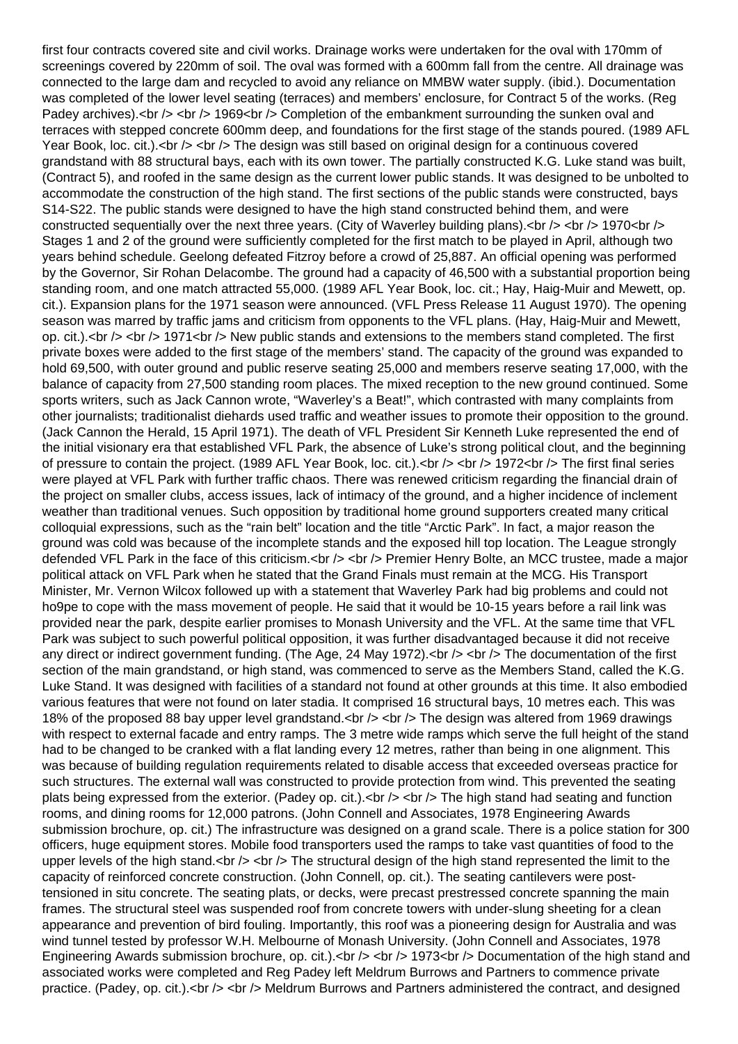first four contracts covered site and civil works. Drainage works were undertaken for the oval with 170mm of screenings covered by 220mm of soil. The oval was formed with a 600mm fall from the centre. All drainage was connected to the large dam and recycled to avoid any reliance on MMBW water supply. (ibid.). Documentation was completed of the lower level seating (terraces) and members' enclosure, for Contract 5 of the works. (Reg Padey archives).

1969

Completion of the embankment surrounding the sunken oval and terraces with stepped concrete 600mm deep, and foundations for the first stage of the stands poured. (1989 AFL Year Book, loc. cit.).

The design was still based on original design for a continuous covered grandstand with 88 structural bays, each with its own tower. The partially constructed K.G. Luke stand was built, (Contract 5), and roofed in the same design as the current lower public stands. It was designed to be unbolted to accommodate the construction of the high stand. The first sections of the public stands were constructed, bays S14-S22. The public stands were designed to have the high stand constructed behind them, and were constructed sequentially over the next three years. (City of Waverley building plans).

1970

Stages 1 and 2 of the ground were sufficiently completed for the first match to be played in April, although two years behind schedule. Geelong defeated Fitzroy before a crowd of 25,887. An official opening was performed by the Governor, Sir Rohan Delacombe. The ground had a capacity of 46,500 with a substantial proportion being standing room, and one match attracted 55,000. (1989 AFL Year Book, loc. cit.; Hay, Haig-Muir and Mewett, op. cit.). Expansion plans for the 1971 season were announced. (VFL Press Release 11 August 1970). The opening season was marred by traffic jams and criticism from opponents to the VFL plans. (Hay, Haig-Muir and Mewett, op. cit.).

1971

New public stands and extensions to the members stand completed. The first private boxes were added to the first stage of the members' stand. The capacity of the ground was expanded to hold 69,500, with outer ground and public reserve seating 25,000 and members reserve seating 17,000, with the balance of capacity from 27,500 standing room places. The mixed reception to the new ground continued. Some sports writers, such as Jack Cannon wrote, "Waverley's a Beat!", which contrasted with many complaints from other journalists; traditionalist diehards used traffic and weather issues to promote their opposition to the ground. (Jack Cannon the Herald, 15 April 1971). The death of VFL President Sir Kenneth Luke represented the end of the initial visionary era that established VFL Park, the absence of Luke's strong political clout, and the beginning of pressure to contain the project. (1989 AFL Year Book, loc. cit.).

1972

The first final series were played at VFL Park with further traffic chaos. There was renewed criticism regarding the financial drain of the project on smaller clubs, access issues, lack of intimacy of the ground, and a higher incidence of inclement weather than traditional venues. Such opposition by traditional home ground supporters created many critical colloquial expressions, such as the "rain belt" location and the title "Arctic Park". In fact, a major reason the ground was cold was because of the incomplete stands and the exposed hill top location. The League strongly defended VFL Park in the face of this criticism.

Premier Henry Bolte, an MCC trustee, made a major political attack on VFL Park when he stated that the Grand Finals must remain at the MCG. His Transport Minister, Mr. Vernon Wilcox followed up with a statement that Waverley Park had big problems and could not ho9pe to cope with the mass movement of people. He said that it would be 10-15 years before a rail link was provided near the park, despite earlier promises to Monash University and the VFL. At the same time that VFL Park was subject to such powerful political opposition, it was further disadvantaged because it did not receive any direct or indirect government funding. (The Age, 24 May 1972).

The documentation of the first section of the main grandstand, or high stand, was commenced to serve as the Members Stand, called the K.G. Luke Stand. It was designed with facilities of a standard not found at other grounds at this time. It also embodied various features that were not found on later stadia. It comprised 16 structural bays, 10 metres each. This was 18% of the proposed 88 bay upper level grandstand.

The design was altered from 1969 drawings with respect to external facade and entry ramps. The 3 metre wide ramps which serve the full height of the stand had to be changed to be cranked with a flat landing every 12 metres, rather than being in one alignment. This was because of building regulation requirements related to disable access that exceeded overseas practice for such structures. The external wall was constructed to provide protection from wind. This prevented the seating plats being expressed from the exterior. (Padey op. cit.).

The high stand had seating and function rooms, and dining rooms for 12,000 patrons. (John Connell and Associates, 1978 Engineering Awards submission brochure, op. cit.) The infrastructure was designed on a grand scale. There is a police station for 300 officers, huge equipment stores. Mobile food transporters used the ramps to take vast quantities of food to the upper levels of the high stand.

The structural design of the high stand represented the limit to the capacity of reinforced concrete construction. (John Connell, op. cit.). The seating cantilevers were post-tensioned in situ concrete. The seating plats, or decks, were precast prestressed concrete spanning the main frames. The structural steel was suspended roof from concrete towers with under-slung sheeting for a clean appearance and prevention of bird fouling. Importantly, this roof was a pioneering design for Australia and was wind tunnel tested by professor W.H. Melbourne of Monash University. (John Connell and Associates, 1978 Engineering Awards submission brochure, op. cit.).

1973

Documentation of the high stand and associated works were completed and Reg Padey left Meldrum Burrows and Partners to commence private practice. (Padey, op. cit.).

Meldrum Burrows and Partners administered the contract, and designed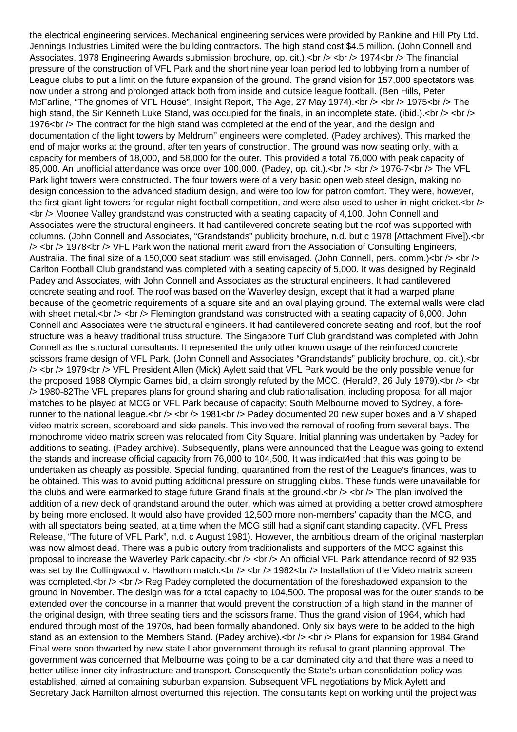the electrical engineering services. Mechanical engineering services were provided by Rankine and Hill Pty Ltd. Jennings Industries Limited were the building contractors. The high stand cost $4.5 million. (John Connell and Associates, 1978 Engineering Awards submission brochure, op. cit.).<br /> <br /> 1974<br /> The financial pressure of the construction of VFL Park and the short nine year loan period led to lobbying from a number of League clubs to put a limit on the future expansion of the ground. The grand vision for 157,000 spectators was now under a strong and prolonged attack both from inside and outside league football. (Ben Hills, Peter McFarline, "The gnomes of VFL House", Insight Report, The Age, 27 May 1974).<br /> <br /> 1975<br /> The high stand, the Sir Kenneth Luke Stand, was occupied for the finals, in an incomplete state. (ibid.).<br /> <br /> 1976<br /> The contract for the high stand was completed at the end of the year, and the design and documentation of the light towers by Meldrum'' engineers were completed. (Padey archives). This marked the end of major works at the ground, after ten years of construction. The ground was now seating only, with a capacity for members of 18,000, and 58,000 for the outer. This provided a total 76,000 with peak capacity of 85,000. An unofficial attendance was once over 100,000. (Padey, op. cit.).<br /> <br /> 1976-7<br /> The VFL Park light towers were constructed. The four towers were of a very basic open web steel design, making no design concession to the advanced stadium design, and were too low for patron comfort. They were, however, the first giant light towers for regular night football competition, and were also used to usher in night cricket.<br /> <br /> Moonee Valley grandstand was constructed with a seating capacity of 4,100. John Connell and Associates were the structural engineers. It had cantilevered concrete seating but the roof was supported with columns. (John Connell and Associates, "Grandstands" publicity brochure, n.d. but c 1978 [Attachment Five]).<br /> <br /> 1978<br /> VFL Park won the national merit award from the Association of Consulting Engineers, Australia. The final size of a 150,000 seat stadium was still envisaged. (John Connell, pers. comm.)<br /> <br /> Carlton Football Club grandstand was completed with a seating capacity of 5,000. It was designed by Reginald Padey and Associates, with John Connell and Associates as the structural engineers. It had cantilevered concrete seating and roof. The roof was based on the Waverley design, except that it had a warped plane because of the geometric requirements of a square site and an oval playing ground. The external walls were clad with sheet metal.<br /> <br /> Flemington grandstand was constructed with a seating capacity of 6,000. John Connell and Associates were the structural engineers. It had cantilevered concrete seating and roof, but the roof structure was a heavy traditional truss structure. The Singapore Turf Club grandstand was completed with John Connell as the structural consultants. It represented the only other known usage of the reinforced concrete scissors frame design of VFL Park. (John Connell and Associates "Grandstands" publicity brochure, op. cit.).<br /> <br /> 1979<br /> VFL President Allen (Mick) Aylett said that VFL Park would be the only possible venue for the proposed 1988 Olympic Games bid, a claim strongly refuted by the MCC. (Herald?, 26 July 1979).<br /> <br /> 1980-82The VFL prepares plans for ground sharing and club rationalisation, including proposal for all major matches to be played at MCG or VFL Park because of capacity; South Melbourne moved to Sydney, a fore-runner to the national league.<br /> <br /> 1981<br /> Padey documented 20 new super boxes and a V shaped video matrix screen, scoreboard and side panels. This involved the removal of roofing from several bays. The monochrome video matrix screen was relocated from City Square. Initial planning was undertaken by Padey for additions to seating. (Padey archive). Subsequently, plans were announced that the League was going to extend the stands and increase official capacity from 76,000 to 104,500. It was indicat4ed that this was going to be undertaken as cheaply as possible. Special funding, quarantined from the rest of the League's finances, was to be obtained. This was to avoid putting additional pressure on struggling clubs. These funds were unavailable for the clubs and were earmarked to stage future Grand finals at the ground.<br /> <br /> The plan involved the addition of a new deck of grandstand around the outer, which was aimed at providing a better crowd atmosphere by being more enclosed. It would also have provided 12,500 more non-members' capacity than the MCG, and with all spectators being seated, at a time when the MCG still had a significant standing capacity. (VFL Press Release, "The future of VFL Park", n.d. c August 1981). However, the ambitious dream of the original masterplan was now almost dead. There was a public outcry from traditionalists and supporters of the MCC against this proposal to increase the Waverley Park capacity.<br /> <br /> An official VFL Park attendance record of 92,935 was set by the Collingwood v. Hawthorn match.<br /> <br /> 1982<br /> Installation of the Video matrix screen was completed.<br /> <br /> Reg Padey completed the documentation of the foreshadowed expansion to the ground in November. The design was for a total capacity to 104,500. The proposal was for the outer stands to be extended over the concourse in a manner that would prevent the construction of a high stand in the manner of the original design, with three seating tiers and the scissors frame. Thus the grand vision of 1964, which had endured through most of the 1970s, had been formally abandoned. Only six bays were to be added to the high stand as an extension to the Members Stand. (Padey archive).<br /> <br /> Plans for expansion for 1984 Grand Final were soon thwarted by new state Labor government through its refusal to grant planning approval. The government was concerned that Melbourne was going to be a car dominated city and that there was a need to better utilise inner city infrastructure and transport. Consequently the State's urban consolidation policy was established, aimed at containing suburban expansion. Subsequent VFL negotiations by Mick Aylett and Secretary Jack Hamilton almost overturned this rejection. The consultants kept on working until the project was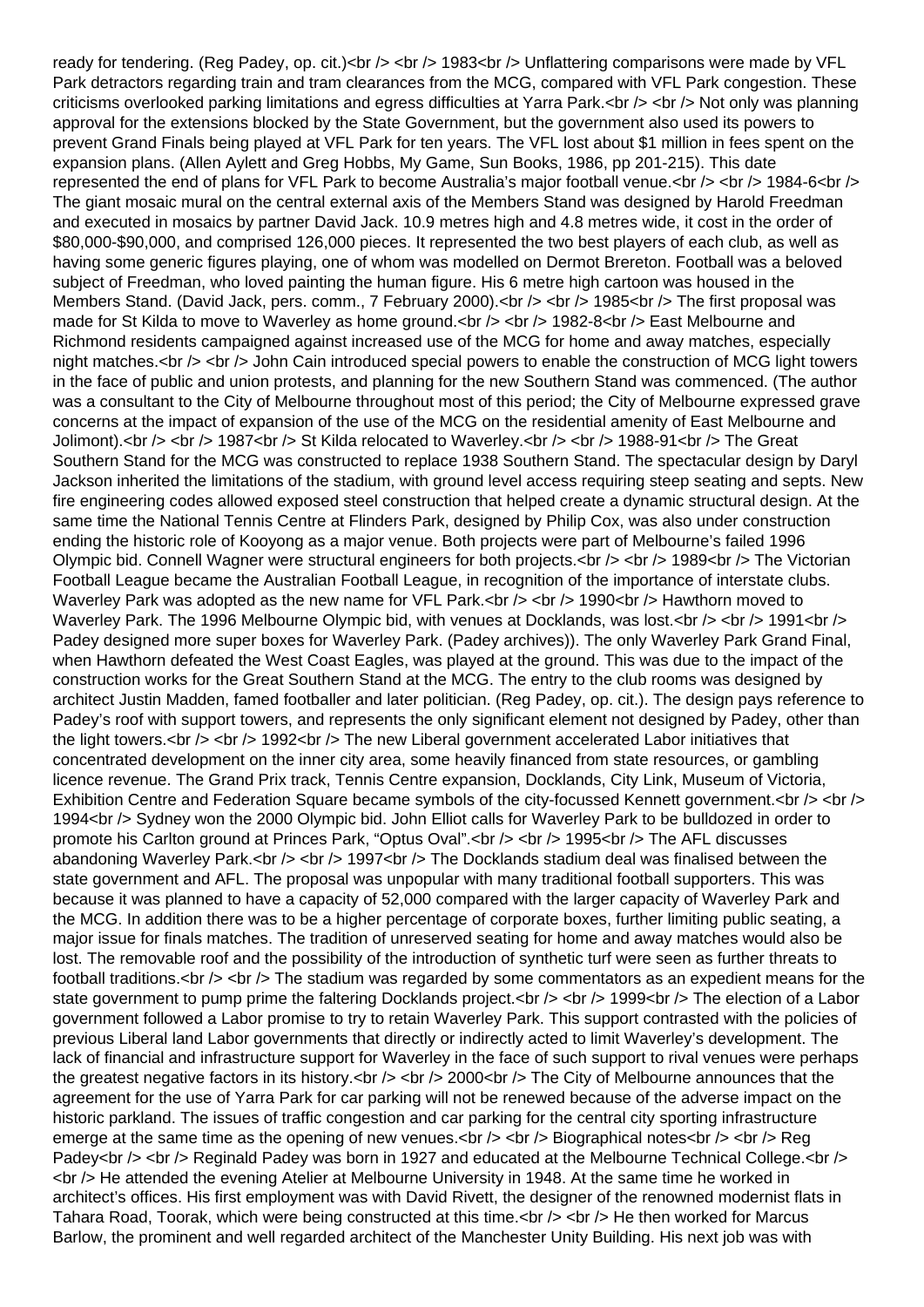ready for tendering. (Reg Padey, op. cit.)

1983

Unflattering comparisons were made by VFL Park detractors regarding train and tram clearances from the MCG, compared with VFL Park congestion. These criticisms overlooked parking limitations and egress difficulties at Yarra Park.

Not only was planning approval for the extensions blocked by the State Government, but the government also used its powers to prevent Grand Finals being played at VFL Park for ten years. The VFL lost about $1 million in fees spent on the expansion plans. (Allen Aylett and Greg Hobbs, My Game, Sun Books, 1986, pp 201-215). This date represented the end of plans for VFL Park to become Australia's major football venue.

1984-6

The giant mosaic mural on the central external axis of the Members Stand was designed by Harold Freedman and executed in mosaics by partner David Jack. 10.9 metres high and 4.8 metres wide, it cost in the order of $80,000-$90,000, and comprised 126,000 pieces. It represented the two best players of each club, as well as having some generic figures playing, one of whom was modelled on Dermot Brereton. Football was a beloved subject of Freedman, who loved painting the human figure. His 6 metre high cartoon was housed in the Members Stand. (David Jack, pers. comm., 7 February 2000).

1985

The first proposal was made for St Kilda to move to Waverley as home ground.

1982-8

East Melbourne and Richmond residents campaigned against increased use of the MCG for home and away matches, especially night matches.

John Cain introduced special powers to enable the construction of MCG light towers in the face of public and union protests, and planning for the new Southern Stand was commenced. (The author was a consultant to the City of Melbourne throughout most of this period; the City of Melbourne expressed grave concerns at the impact of expansion of the use of the MCG on the residential amenity of East Melbourne and Jolimont).

1987

St Kilda relocated to Waverley.

1988-91

The Great Southern Stand for the MCG was constructed to replace 1938 Southern Stand. The spectacular design by Daryl Jackson inherited the limitations of the stadium, with ground level access requiring steep seating and septs. New fire engineering codes allowed exposed steel construction that helped create a dynamic structural design. At the same time the National Tennis Centre at Flinders Park, designed by Philip Cox, was also under construction ending the historic role of Kooyong as a major venue. Both projects were part of Melbourne's failed 1996 Olympic bid. Connell Wagner were structural engineers for both projects.

1989

The Victorian Football League became the Australian Football League, in recognition of the importance of interstate clubs. Waverley Park was adopted as the new name for VFL Park.

1990

Hawthorn moved to Waverley Park. The 1996 Melbourne Olympic bid, with venues at Docklands, was lost.

1991

Padey designed more super boxes for Waverley Park. (Padey archives)). The only Waverley Park Grand Final, when Hawthorn defeated the West Coast Eagles, was played at the ground. This was due to the impact of the construction works for the Great Southern Stand at the MCG. The entry to the club rooms was designed by architect Justin Madden, famed footballer and later politician. (Reg Padey, op. cit.). The design pays reference to Padey's roof with support towers, and represents the only significant element not designed by Padey, other than the light towers.

1992

The new Liberal government accelerated Labor initiatives that concentrated development on the inner city area, some heavily financed from state resources, or gambling licence revenue. The Grand Prix track, Tennis Centre expansion, Docklands, City Link, Museum of Victoria, Exhibition Centre and Federation Square became symbols of the city-focussed Kennett government.

1994

Sydney won the 2000 Olympic bid. John Elliot calls for Waverley Park to be bulldozed in order to promote his Carlton ground at Princes Park, "Optus Oval".

1995

The AFL discusses abandoning Waverley Park.

1997

The Docklands stadium deal was finalised between the state government and AFL. The proposal was unpopular with many traditional football supporters. This was because it was planned to have a capacity of 52,000 compared with the larger capacity of Waverley Park and the MCG. In addition there was to be a higher percentage of corporate boxes, further limiting public seating, a major issue for finals matches. The tradition of unreserved seating for home and away matches would also be lost. The removable roof and the possibility of the introduction of synthetic turf were seen as further threats to football traditions.

The stadium was regarded by some commentators as an expedient means for the state government to pump prime the faltering Docklands project.

1999

The election of a Labor government followed a Labor promise to try to retain Waverley Park. This support contrasted with the policies of previous Liberal land Labor governments that directly or indirectly acted to limit Waverley's development. The lack of financial and infrastructure support for Waverley in the face of such support to rival venues were perhaps the greatest negative factors in its history.

2000

The City of Melbourne announces that the agreement for the use of Yarra Park for car parking will not be renewed because of the adverse impact on the historic parkland. The issues of traffic congestion and car parking for the central city sporting infrastructure emerge at the same time as the opening of new venues.

Biographical notes

Reg Padey

Reginald Padey was born in 1927 and educated at the Melbourne Technical College.

He attended the evening Atelier at Melbourne University in 1948. At the same time he worked in architect's offices. His first employment was with David Rivett, the designer of the renowned modernist flats in Tahara Road, Toorak, which were being constructed at this time.

He then worked for Marcus Barlow, the prominent and well regarded architect of the Manchester Unity Building. His next job was with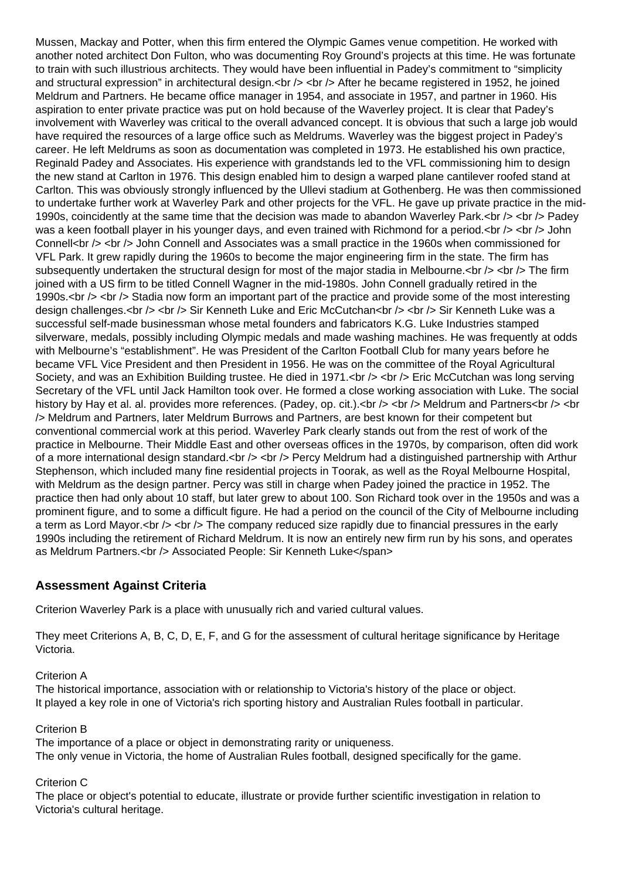Mussen, Mackay and Potter, when this firm entered the Olympic Games venue competition. He worked with another noted architect Don Fulton, who was documenting Roy Ground's projects at this time. He was fortunate to train with such illustrious architects. They would have been influential in Padey's commitment to "simplicity and structural expression" in architectural design.<br /> <br /> After he became registered in 1952, he joined Meldrum and Partners. He became office manager in 1954, and associate in 1957, and partner in 1960. His aspiration to enter private practice was put on hold because of the Waverley project. It is clear that Padey's involvement with Waverley was critical to the overall advanced concept. It is obvious that such a large job would have required the resources of a large office such as Meldrums. Waverley was the biggest project in Padey's career. He left Meldrums as soon as documentation was completed in 1973. He established his own practice, Reginald Padey and Associates. His experience with grandstands led to the VFL commissioning him to design the new stand at Carlton in 1976. This design enabled him to design a warped plane cantilever roofed stand at Carlton. This was obviously strongly influenced by the Ullevi stadium at Gothenberg. He was then commissioned to undertake further work at Waverley Park and other projects for the VFL. He gave up private practice in the mid-1990s, coincidently at the same time that the decision was made to abandon Waverley Park.<br /> <br /> Padey was a keen football player in his younger days, and even trained with Richmond for a period.<br /> <br /> John Connell<br /> <br /> John Connell and Associates was a small practice in the 1960s when commissioned for VFL Park. It grew rapidly during the 1960s to become the major engineering firm in the state. The firm has subsequently undertaken the structural design for most of the major stadia in Melbourne.<br /> <br /> The firm joined with a US firm to be titled Connell Wagner in the mid-1980s. John Connell gradually retired in the 1990s.<br /> <br /> Stadia now form an important part of the practice and provide some of the most interesting design challenges.<br /> <br /> Sir Kenneth Luke and Eric McCutchan<br /> <br /> Sir Kenneth Luke was a successful self-made businessman whose metal founders and fabricators K.G. Luke Industries stamped silverware, medals, possibly including Olympic medals and made washing machines. He was frequently at odds with Melbourne's "establishment". He was President of the Carlton Football Club for many years before he became VFL Vice President and then President in 1956. He was on the committee of the Royal Agricultural Society, and was an Exhibition Building trustee. He died in 1971.<br /> <br /> Eric McCutchan was long serving Secretary of the VFL until Jack Hamilton took over. He formed a close working association with Luke. The social history by Hay et al. al. provides more references. (Padey, op. cit.).<br /> <br /> Meldrum and Partners<br /> <br /> Meldrum and Partners, later Meldrum Burrows and Partners, are best known for their competent but conventional commercial work at this period. Waverley Park clearly stands out from the rest of work of the practice in Melbourne. Their Middle East and other overseas offices in the 1970s, by comparison, often did work of a more international design standard.<br /> <br /> Percy Meldrum had a distinguished partnership with Arthur Stephenson, which included many fine residential projects in Toorak, as well as the Royal Melbourne Hospital, with Meldrum as the design partner. Percy was still in charge when Padey joined the practice in 1952. The practice then had only about 10 staff, but later grew to about 100. Son Richard took over in the 1950s and was a prominent figure, and to some a difficult figure. He had a period on the council of the City of Melbourne including a term as Lord Mayor.<br /> <br /> The company reduced size rapidly due to financial pressures in the early 1990s including the retirement of Richard Meldrum. It is now an entirely new firm run by his sons, and operates as Meldrum Partners.<br /> Associated People: Sir Kenneth Luke</span>

### Assessment Against Criteria

Criterion Waverley Park is a place with unusually rich and varied cultural values.

They meet Criterions A, B, C, D, E, F, and G for the assessment of cultural heritage significance by Heritage Victoria.

Criterion A
The historical importance, association with or relationship to Victoria's history of the place or object.
It played a key role in one of Victoria's rich sporting history and Australian Rules football in particular.

Criterion B
The importance of a place or object in demonstrating rarity or uniqueness.
The only venue in Victoria, the home of Australian Rules football, designed specifically for the game.

Criterion C
The place or object's potential to educate, illustrate or provide further scientific investigation in relation to Victoria's cultural heritage.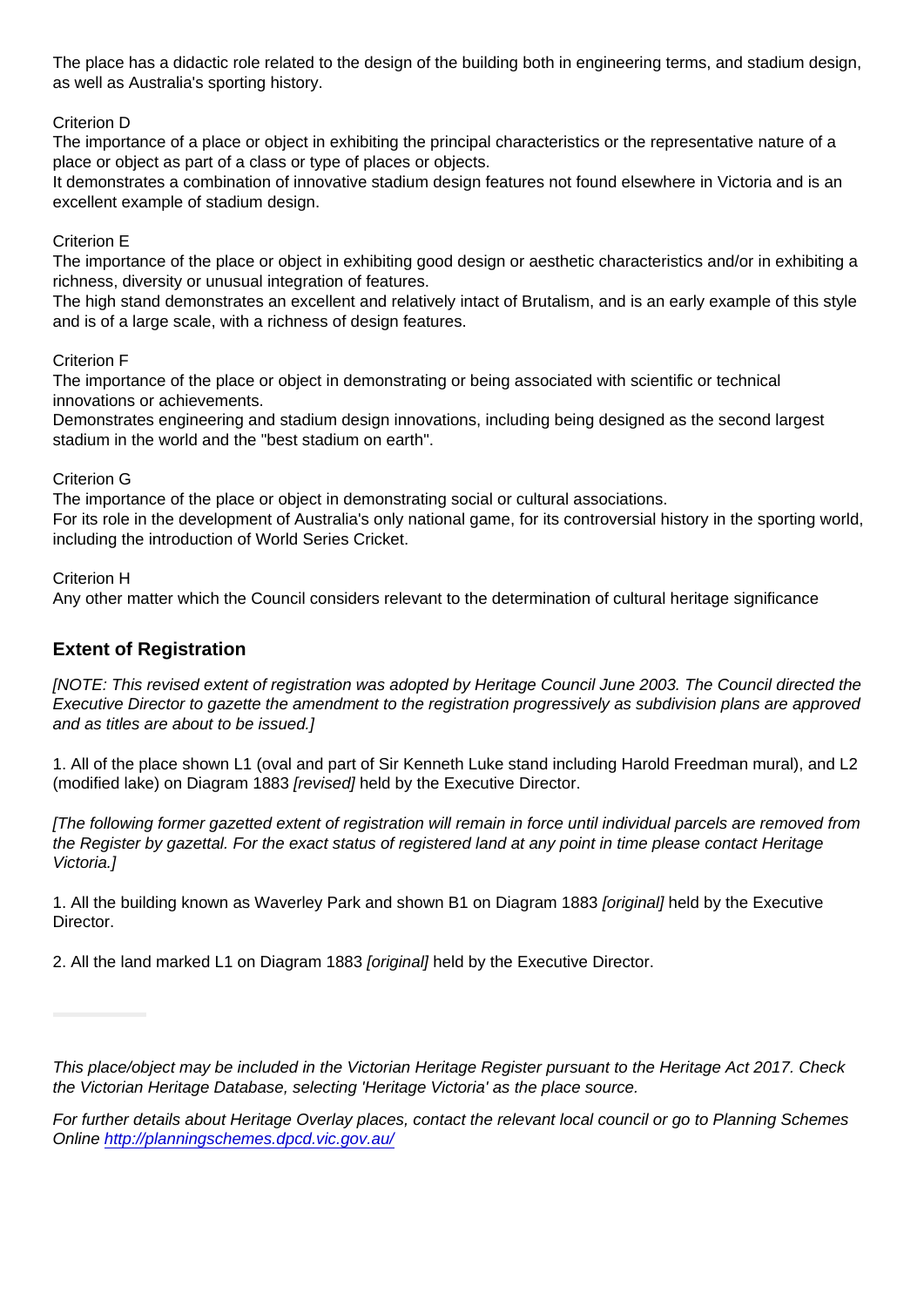The place has a didactic role related to the design of the building both in engineering terms, and stadium design, as well as Australia's sporting history.

Criterion D
The importance of a place or object in exhibiting the principal characteristics or the representative nature of a place or object as part of a class or type of places or objects.
It demonstrates a combination of innovative stadium design features not found elsewhere in Victoria and is an excellent example of stadium design.

Criterion E
The importance of the place or object in exhibiting good design or aesthetic characteristics and/or in exhibiting a richness, diversity or unusual integration of features.
The high stand demonstrates an excellent and relatively intact of Brutalism, and is an early example of this style and is of a large scale, with a richness of design features.

Criterion F
The importance of the place or object in demonstrating or being associated with scientific or technical innovations or achievements.
Demonstrates engineering and stadium design innovations, including being designed as the second largest stadium in the world and the "best stadium on earth".

Criterion G
The importance of the place or object in demonstrating social or cultural associations.
For its role in the development of Australia's only national game, for its controversial history in the sporting world, including the introduction of World Series Cricket.

Criterion H
Any other matter which the Council considers relevant to the determination of cultural heritage significance

## Extent of Registration

*[NOTE: This revised extent of registration was adopted by Heritage Council June 2003. The Council directed the Executive Director to gazette the amendment to the registration progressively as subdivision plans are approved and as titles are about to be issued.]*

1. All of the place shown L1 (oval and part of Sir Kenneth Luke stand including Harold Freedman mural), and L2 (modified lake) on Diagram 1883 *[revised]* held by the Executive Director.

*[The following former gazetted extent of registration will remain in force until individual parcels are removed from the Register by gazettal. For the exact status of registered land at any point in time please contact Heritage Victoria.]*

1. All the building known as Waverley Park and shown B1 on Diagram 1883 *[original]* held by the Executive Director.

2. All the land marked L1 on Diagram 1883 *[original]* held by the Executive Director.

*This place/object may be included in the Victorian Heritage Register pursuant to the Heritage Act 2017. Check the Victorian Heritage Database, selecting 'Heritage Victoria' as the place source.*

*For further details about Heritage Overlay places, contact the relevant local council or go to Planning Schemes Online [http://planningschemes.dpcd.vic.gov.au/](http://planningschemes.dpcd.vic.gov.au/)*